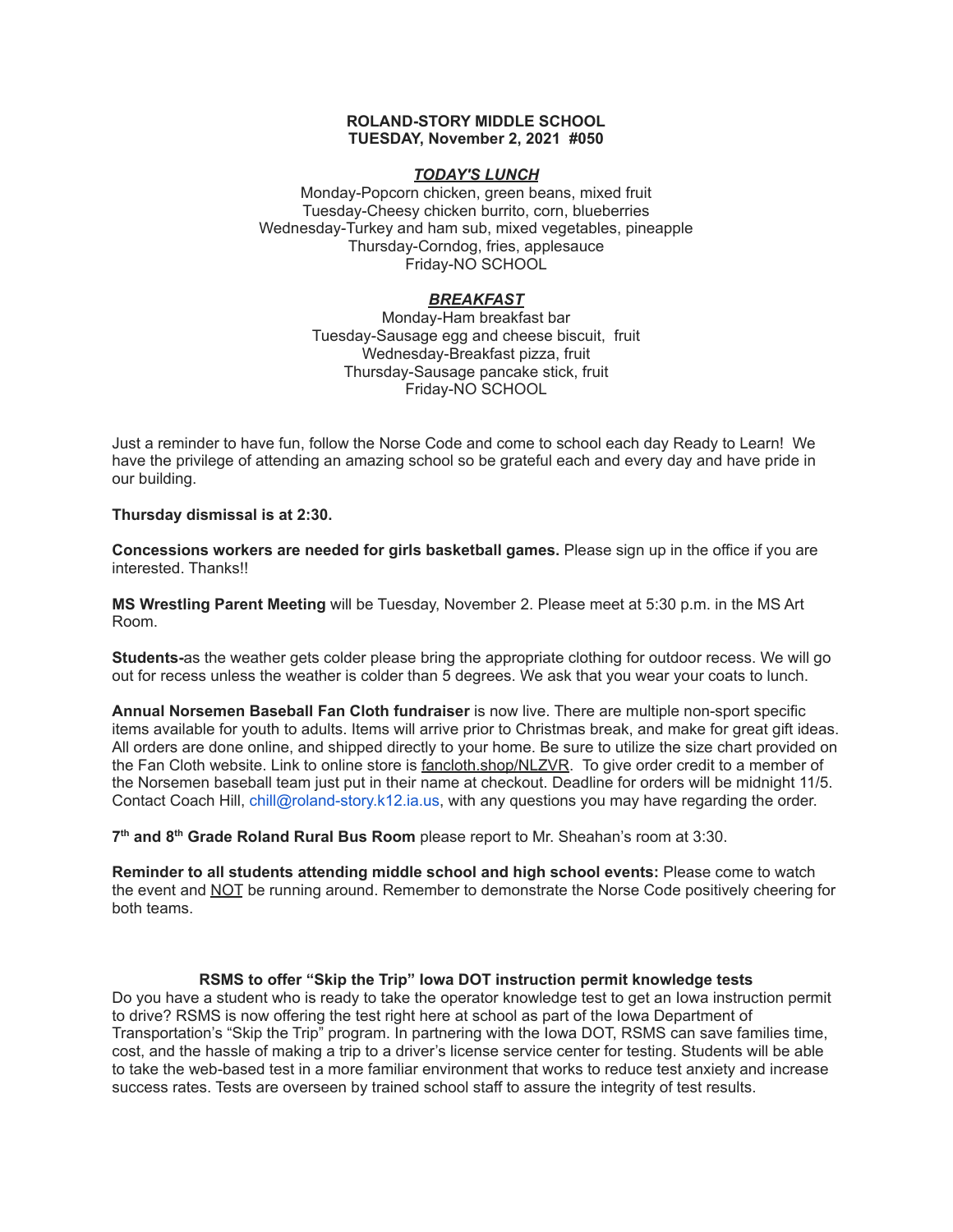**ROLAND-STORY MIDDLE SCHOOL**
**TUESDAY, November 2, 2021 #050**

***TODAY'S LUNCH***

Monday-Popcorn chicken, green beans, mixed fruit
Tuesday-Cheesy chicken burrito, corn, blueberries
Wednesday-Turkey and ham sub, mixed vegetables, pineapple
Thursday-Corndog, fries, applesauce
Friday-NO SCHOOL

***BREAKFAST***

Monday-Ham breakfast bar
Tuesday-Sausage egg and cheese biscuit, fruit
Wednesday-Breakfast pizza, fruit
Thursday-Sausage pancake stick, fruit
Friday-NO SCHOOL

Just a reminder to have fun, follow the Norse Code and come to school each day Ready to Learn! We have the privilege of attending an amazing school so be grateful each and every day and have pride in our building.

**Thursday dismissal is at 2:30.**

**Concessions workers are needed for girls basketball games.** Please sign up in the office if you are interested. Thanks!!

**MS Wrestling Parent Meeting** will be Tuesday, November 2. Please meet at 5:30 p.m. in the MS Art Room.

**Students-**as the weather gets colder please bring the appropriate clothing for outdoor recess. We will go out for recess unless the weather is colder than 5 degrees. We ask that you wear your coats to lunch.

**Annual Norsemen Baseball Fan Cloth fundraiser** is now live. There are multiple non-sport specific items available for youth to adults. Items will arrive prior to Christmas break, and make for great gift ideas. All orders are done online, and shipped directly to your home. Be sure to utilize the size chart provided on the Fan Cloth website. Link to online store is fancloth.shop/NLZVR. To give order credit to a member of the Norsemen baseball team just put in their name at checkout. Deadline for orders will be midnight 11/5. Contact Coach Hill, chill@roland-story.k12.ia.us, with any questions you may have regarding the order.

**7th and 8th Grade Roland Rural Bus Room** please report to Mr. Sheahan's room at 3:30.

**Reminder to all students attending middle school and high school events:** Please come to watch the event and NOT be running around. Remember to demonstrate the Norse Code positively cheering for both teams.

**RSMS to offer "Skip the Trip" Iowa DOT instruction permit knowledge tests**

Do you have a student who is ready to take the operator knowledge test to get an Iowa instruction permit to drive? RSMS is now offering the test right here at school as part of the Iowa Department of Transportation's "Skip the Trip" program. In partnering with the Iowa DOT, RSMS can save families time, cost, and the hassle of making a trip to a driver's license service center for testing. Students will be able to take the web-based test in a more familiar environment that works to reduce test anxiety and increase success rates. Tests are overseen by trained school staff to assure the integrity of test results.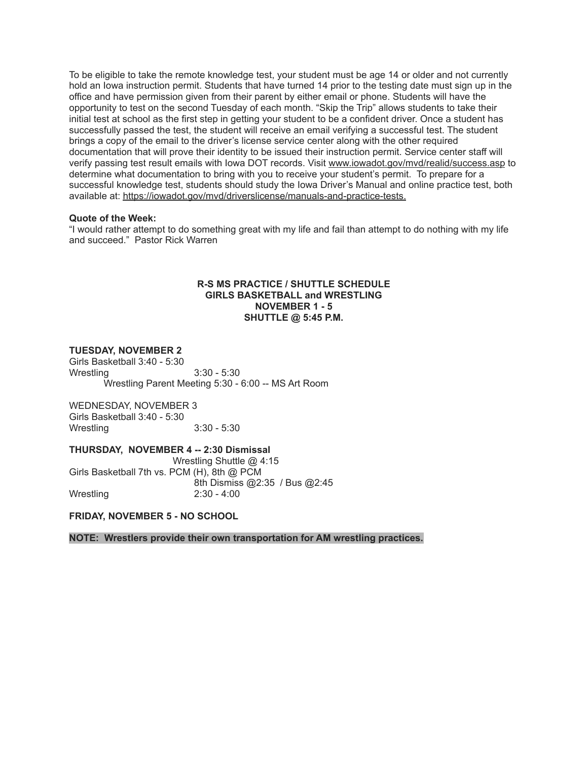To be eligible to take the remote knowledge test, your student must be age 14 or older and not currently hold an Iowa instruction permit. Students that have turned 14 prior to the testing date must sign up in the office and have permission given from their parent by either email or phone. Students will have the opportunity to test on the second Tuesday of each month. “Skip the Trip” allows students to take their initial test at school as the first step in getting your student to be a confident driver. Once a student has successfully passed the test, the student will receive an email verifying a successful test. The student brings a copy of the email to the driver’s license service center along with the other required documentation that will prove their identity to be issued their instruction permit. Service center staff will verify passing test result emails with Iowa DOT records. Visit www.iowadot.gov/mvd/realid/success.asp to determine what documentation to bring with you to receive your student’s permit. To prepare for a successful knowledge test, students should study the Iowa Driver’s Manual and online practice test, both available at: https://iowadot.gov/mvd/driverslicense/manuals-and-practice-tests.

**Quote of the Week:**
“I would rather attempt to do something great with my life and fail than attempt to do nothing with my life and succeed.” Pastor Rick Warren

**R-S MS PRACTICE / SHUTTLE SCHEDULE**
**GIRLS BASKETBALL and WRESTLING**
**NOVEMBER 1 - 5**
**SHUTTLE @ 5:45 P.M.**

**TUESDAY, NOVEMBER 2**
Girls Basketball 3:40 - 5:30
Wrestling 3:30 - 5:30
Wrestling Parent Meeting 5:30 - 6:00 -- MS Art Room

WEDNESDAY, NOVEMBER 3
Girls Basketball 3:40 - 5:30
Wrestling 3:30 - 5:30

**THURSDAY, NOVEMBER 4 -- 2:30 Dismissal**
Wrestling Shuttle @ 4:15
Girls Basketball 7th vs. PCM (H), 8th @ PCM
8th Dismiss @2:35 / Bus @2:45
Wrestling 2:30 - 4:00

**FRIDAY, NOVEMBER 5 - NO SCHOOL**

**NOTE: Wrestlers provide their own transportation for AM wrestling practices.**